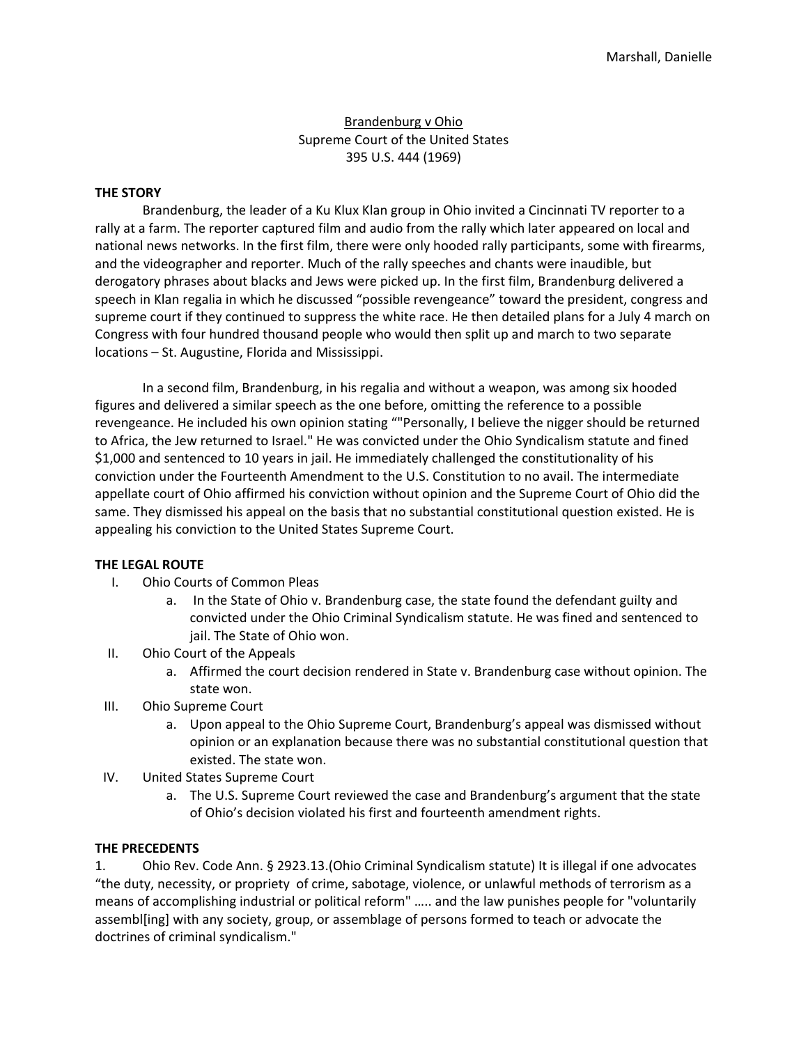<u>Brandenburg v Ohio</u>
Supreme Court of the United States
395 U.S. 444 (1969)

**THE STORY**

Brandenburg, the leader of a Ku Klux Klan group in Ohio invited a Cincinnati TV reporter to a rally at a farm. The reporter captured film and audio from the rally which later appeared on local and national news networks. In the first film, there were only hooded rally participants, some with firearms, and the videographer and reporter. Much of the rally speeches and chants were inaudible, but derogatory phrases about blacks and Jews were picked up. In the first film, Brandenburg delivered a speech in Klan regalia in which he discussed "possible revengeance" toward the president, congress and supreme court if they continued to suppress the white race. He then detailed plans for a July 4 march on Congress with four hundred thousand people who would then split up and march to two separate locations – St. Augustine, Florida and Mississippi.

In a second film, Brandenburg, in his regalia and without a weapon, was among six hooded figures and delivered a similar speech as the one before, omitting the reference to a possible revengeance. He included his own opinion stating ""Personally, I believe the nigger should be returned to Africa, the Jew returned to Israel." He was convicted under the Ohio Syndicalism statute and fined $1,000 and sentenced to 10 years in jail. He immediately challenged the constitutionality of his conviction under the Fourteenth Amendment to the U.S. Constitution to no avail. The intermediate appellate court of Ohio affirmed his conviction without opinion and the Supreme Court of Ohio did the same. They dismissed his appeal on the basis that no substantial constitutional question existed. He is appealing his conviction to the United States Supreme Court.

**THE LEGAL ROUTE**

I. Ohio Courts of Common Pleas
   a. In the State of Ohio v. Brandenburg case, the state found the defendant guilty and convicted under the Ohio Criminal Syndicalism statute. He was fined and sentenced to jail. The State of Ohio won.

II. Ohio Court of the Appeals
   a. Affirmed the court decision rendered in State v. Brandenburg case without opinion. The state won.

III. Ohio Supreme Court
   a. Upon appeal to the Ohio Supreme Court, Brandenburg's appeal was dismissed without opinion or an explanation because there was no substantial constitutional question that existed. The state won.

IV. United States Supreme Court
   a. The U.S. Supreme Court reviewed the case and Brandenburg's argument that the state of Ohio's decision violated his first and fourteenth amendment rights.

**THE PRECEDENTS**

1. Ohio Rev. Code Ann. § 2923.13.(Ohio Criminal Syndicalism statute) It is illegal if one advocates "the duty, necessity, or propriety of crime, sabotage, violence, or unlawful methods of terrorism as a means of accomplishing industrial or political reform" ….. and the law punishes people for "voluntarily assembl[ing] with any society, group, or assemblage of persons formed to teach or advocate the doctrines of criminal syndicalism."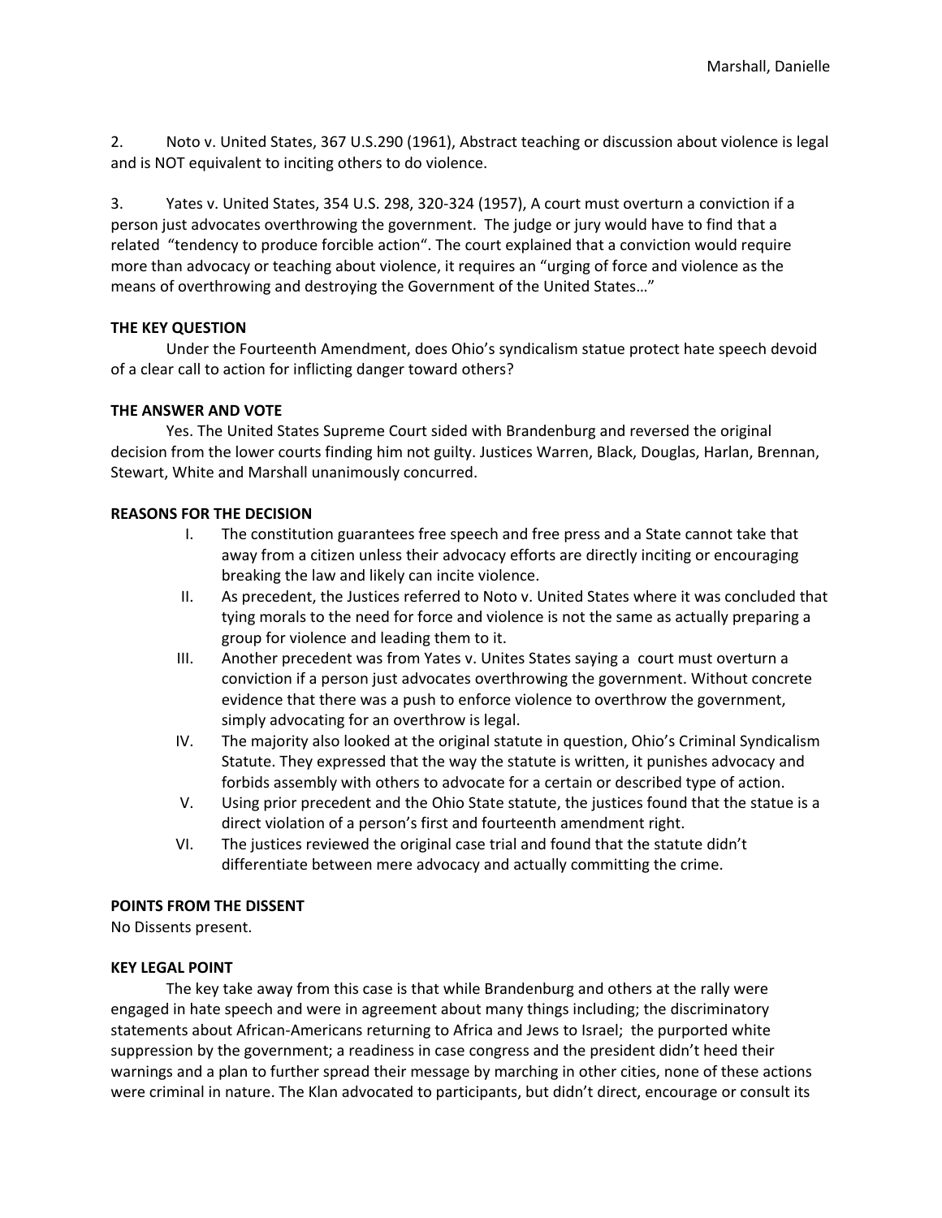2. Noto v. United States, 367 U.S.290 (1961), Abstract teaching or discussion about violence is legal and is NOT equivalent to inciting others to do violence.

3. Yates v. United States, 354 U.S. 298, 320-324 (1957), A court must overturn a conviction if a person just advocates overthrowing the government. The judge or jury would have to find that a related "tendency to produce forcible action". The court explained that a conviction would require more than advocacy or teaching about violence, it requires an "urging of force and violence as the means of overthrowing and destroying the Government of the United States…"

**THE KEY QUESTION**

Under the Fourteenth Amendment, does Ohio's syndicalism statue protect hate speech devoid of a clear call to action for inflicting danger toward others?

**THE ANSWER AND VOTE**

Yes. The United States Supreme Court sided with Brandenburg and reversed the original decision from the lower courts finding him not guilty. Justices Warren, Black, Douglas, Harlan, Brennan, Stewart, White and Marshall unanimously concurred.

**REASONS FOR THE DECISION**

I. The constitution guarantees free speech and free press and a State cannot take that away from a citizen unless their advocacy efforts are directly inciting or encouraging breaking the law and likely can incite violence.

II. As precedent, the Justices referred to Noto v. United States where it was concluded that tying morals to the need for force and violence is not the same as actually preparing a group for violence and leading them to it.

III. Another precedent was from Yates v. Unites States saying a court must overturn a conviction if a person just advocates overthrowing the government. Without concrete evidence that there was a push to enforce violence to overthrow the government, simply advocating for an overthrow is legal.

IV. The majority also looked at the original statute in question, Ohio's Criminal Syndicalism Statute. They expressed that the way the statute is written, it punishes advocacy and forbids assembly with others to advocate for a certain or described type of action.

V. Using prior precedent and the Ohio State statute, the justices found that the statue is a direct violation of a person's first and fourteenth amendment right.

VI. The justices reviewed the original case trial and found that the statute didn't differentiate between mere advocacy and actually committing the crime.

**POINTS FROM THE DISSENT**

No Dissents present.

**KEY LEGAL POINT**

The key take away from this case is that while Brandenburg and others at the rally were engaged in hate speech and were in agreement about many things including; the discriminatory statements about African-Americans returning to Africa and Jews to Israel; the purported white suppression by the government; a readiness in case congress and the president didn't heed their warnings and a plan to further spread their message by marching in other cities, none of these actions were criminal in nature. The Klan advocated to participants, but didn't direct, encourage or consult its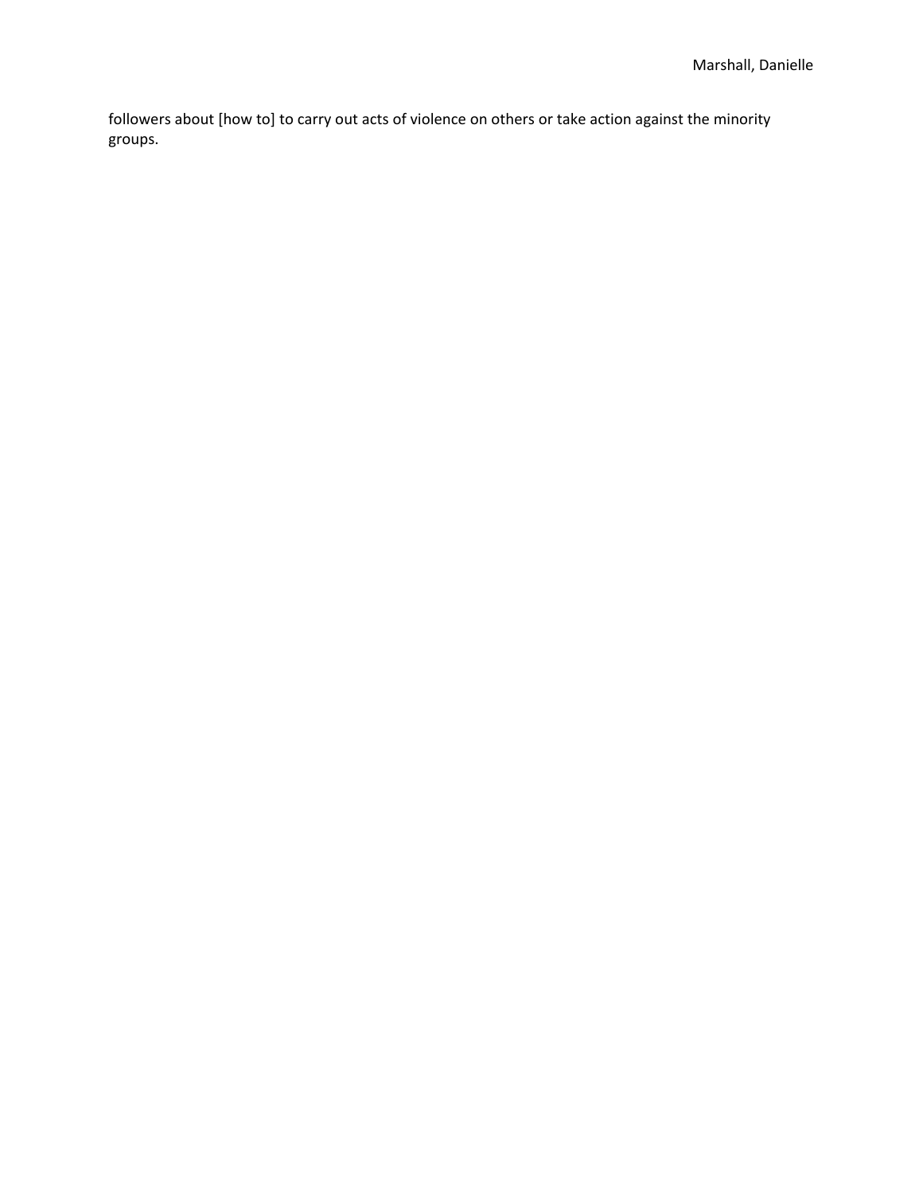followers about [how to] to carry out acts of violence on others or take action against the minority groups.